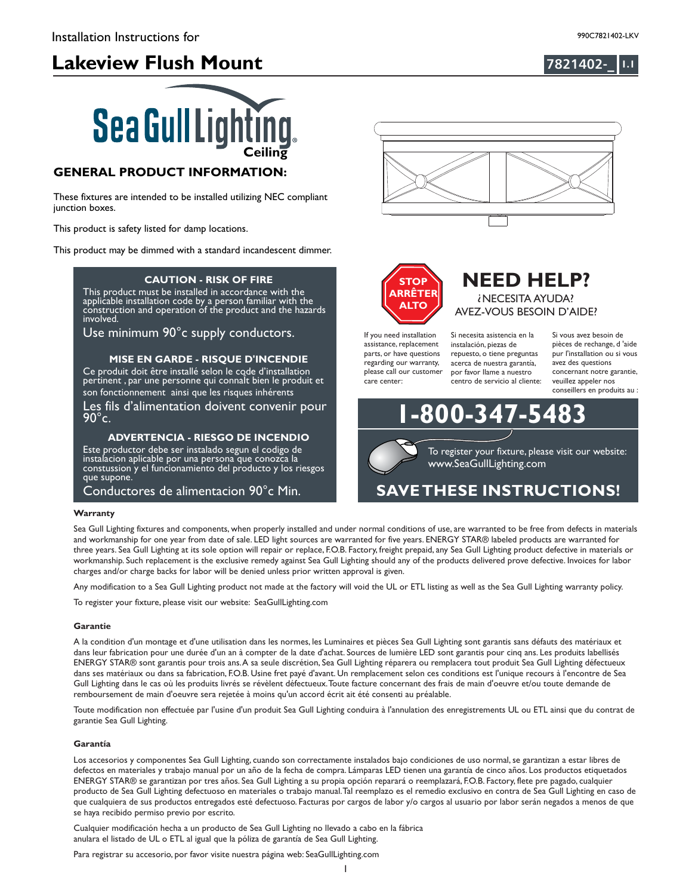Installation Instructions for

# Lakeview Flush Mount

990C7821402-LKV

7821402-_ 1.1

Sea Gull Lighting
Ceiling

## GENERAL PRODUCT INFORMATION:

These fixtures are intended to be installed utilizing NEC compliant junction boxes.

This product is safety listed for damp locations.

This product may be dimmed with a standard incandescent dimmer.

**CAUTION - RISK OF FIRE**

This product must be installed in accordance with the applicable installation code by a person familiar with the construction and operation of the product and the hazards involved.

Use minimum 90°c supply conductors.

**MISE EN GARDE - RISQUE D'INCENDIE**

Ce produit doit être installé selon le code d'installation pertinent , par une personne qui connaît bien le produit et son fonctionnement ainsi que les risques inhérents

Les fils d'alimentation doivent convenir pour 90°c.

**ADVERTENCIA - RIESGO DE INCENDIO**

Este productor debe ser instalado segun el codigo de instalacion aplicable por una persona que conozca la constusion y el funcionamiento del producto y los riesgos que supone.

Conductores de alimentacion 90°c Min.

STOP ARRÊTER ALTO

## NEED HELP?

¿NECESITA AYUDA?
AVEZ-VOUS BESOIN D'AIDE?

If you need installation assistance, replacement parts, or have questions regarding our warranty, please call our customer care center:

Si necesita asistencia en la instalación, piezas de repuesto, o tiene preguntas acerca de nuestra garantía, por favor llame a nuestro centro de servicio al cliente:

Si vous avez besoin de pièces de rechange, d 'aide pur l'installation ou si vous avez des questions concernant notre garantie, veuillez appeler nos conseillers en produits au :

**1-800-347-5483**

To register your fixture, please visit our website: www.SeaGullLighting.com

**SAVE THESE INSTRUCTIONS!**

### Warranty

Sea Gull Lighting fixtures and components, when properly installed and under normal conditions of use, are warranted to be free from defects in materials and workmanship for one year from date of sale. LED light sources are warranted for five years. ENERGY STAR® labeled products are warranted for three years. Sea Gull Lighting at its sole option will repair or replace, F.O.B. Factory, freight prepaid, any Sea Gull Lighting product defective in materials or workmanship. Such replacement is the exclusive remedy against Sea Gull Lighting should any of the products delivered prove defective. Invoices for labor charges and/or charge backs for labor will be denied unless prior written approval is given.

Any modification to a Sea Gull Lighting product not made at the factory will void the UL or ETL listing as well as the Sea Gull Lighting warranty policy.

To register your fixture, please visit our website: SeaGullLighting.com

### Garantie

A la condition d'un montage et d'une utilisation dans les normes, les Luminaires et pièces Sea Gull Lighting sont garantis sans défauts des matériaux et dans leur fabrication pour une durée d'un an à compter de la date d'achat. Sources de lumière LED sont garantis pour cinq ans. Les produits labellisés ENERGY STAR® sont garantis pour trois ans. A sa seule discrétion, Sea Gull Lighting réparera ou remplacera tout produit Sea Gull Lighting défectueux dans ses matériaux ou dans sa fabrication, F.O.B. Usine fret payé d'avant. Un remplacement selon ces conditions est l'unique recours à l'encontre de Sea Gull Lighting dans le cas où les produits livrés se révèlent défectueux. Toute facture concernant des frais de main d'oeuvre et/ou toute demande de remboursement de main d'oeuvre sera rejetée à moins qu'un accord écrit ait été consenti au préalable.

Toute modification non effectuée par l'usine d'un produit Sea Gull Lighting conduira à l'annulation des enregistrements UL ou ETL ainsi que du contrat de garantie Sea Gull Lighting.

### Garantía

Los accesorios y componentes Sea Gull Lighting, cuando son correctamente instalados bajo condiciones de uso normal, se garantizan a estar libres de defectos en materiales y trabajo manual por un año de la fecha de compra. Lámparas LED tienen una garantía de cinco años. Los productos etiquetados ENERGY STAR® se garantizan por tres años. Sea Gull Lighting a su propia opción reparará o reemplazará, F.O.B. Factory, flete pre pagado, cualquier producto de Sea Gull Lighting defectuoso en materiales o trabajo manual. Tal reemplazo es el remedio exclusivo en contra de Sea Gull Lighting en caso de que cualquiera de sus productos entregados esté defectuoso. Facturas por cargos de labor y/o cargos al usuario por labor serán negados a menos de que se haya recibido permiso previo por escrito.

Cualquier modificación hecha a un producto de Sea Gull Lighting no llevado a cabo en la fábrica anulara el listado de UL o ETL al igual que la póliza de garantía de Sea Gull Lighting.

Para registrar su accesorio, por favor visite nuestra página web: SeaGullLighting.com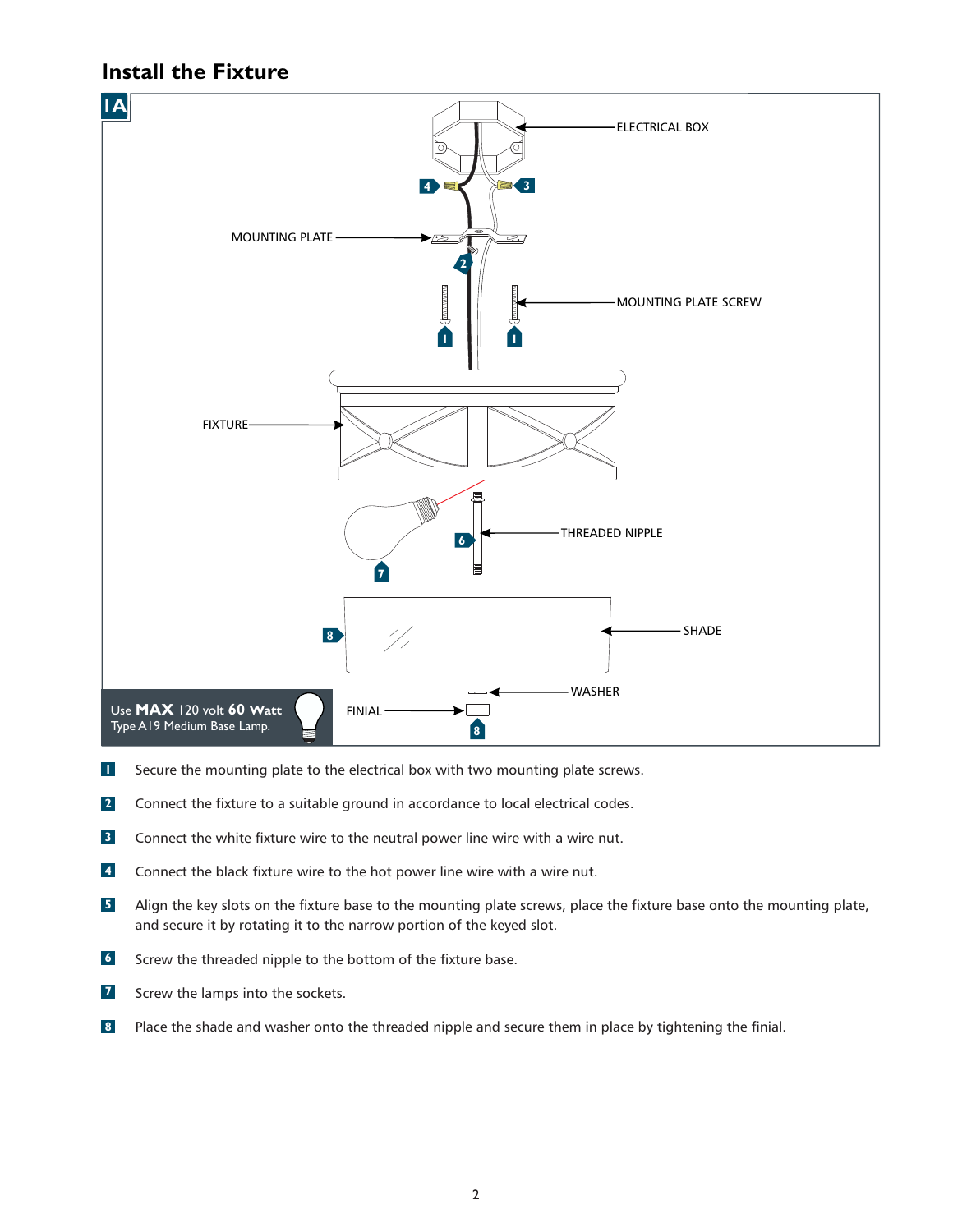## Install the Fixture

**1A**

ELECTRICAL BOX

MOUNTING PLATE

MOUNTING PLATE SCREW

FIXTURE

THREADED NIPPLE

SHADE

WASHER

FINIAL

Use **MAX** 120 volt **60 Watt** Type A19 Medium Base Lamp.

1. Secure the mounting plate to the electrical box with two mounting plate screws.
2. Connect the fixture to a suitable ground in accordance to local electrical codes.
3. Connect the white fixture wire to the neutral power line wire with a wire nut.
4. Connect the black fixture wire to the hot power line wire with a wire nut.
5. Align the key slots on the fixture base to the mounting plate screws, place the fixture base onto the mounting plate, and secure it by rotating it to the narrow portion of the keyed slot.
6. Screw the threaded nipple to the bottom of the fixture base.
7. Screw the lamps into the sockets.
8. Place the shade and washer onto the threaded nipple and secure them in place by tightening the finial.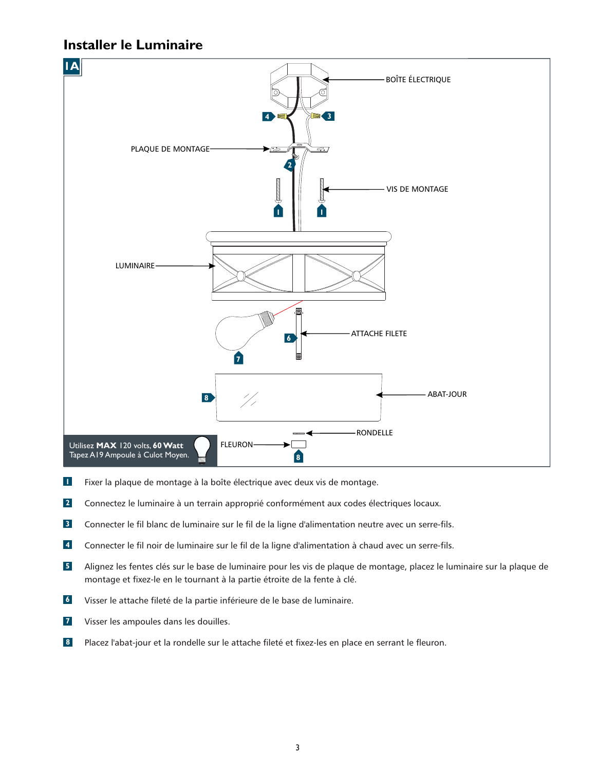## Installer le Luminaire

1A

BOÎTE ÉLECTRIQUE

PLAQUE DE MONTAGE

VIS DE MONTAGE

LUMINAIRE

ATTACHE FILETE

ABAT-JOUR

RONDELLE

FLEURON

Utilisez **MAX** 120 volts, **60 Watt**
Tapez A19 Ampoule à Culot Moyen.

1. Fixer la plaque de montage à la boîte électrique avec deux vis de montage.
2. Connectez le luminaire à un terrain approprié conformément aux codes électriques locaux.
3. Connecter le fil blanc de luminaire sur le fil de la ligne d'alimentation neutre avec un serre-fils.
4. Connecter le fil noir de luminaire sur le fil de la ligne d'alimentation à chaud avec un serre-fils.
5. Alignez les fentes clés sur le base de luminaire pour les vis de plaque de montage, placez le luminaire sur la plaque de montage et fixez-le en le tournant à la partie étroite de la fente à clé.
6. Visser le attache fileté de la partie inférieure de le base de luminaire.
7. Visser les ampoules dans les douilles.
8. Placez l'abat-jour et la rondelle sur le attache fileté et fixez-les en place en serrant le fleuron.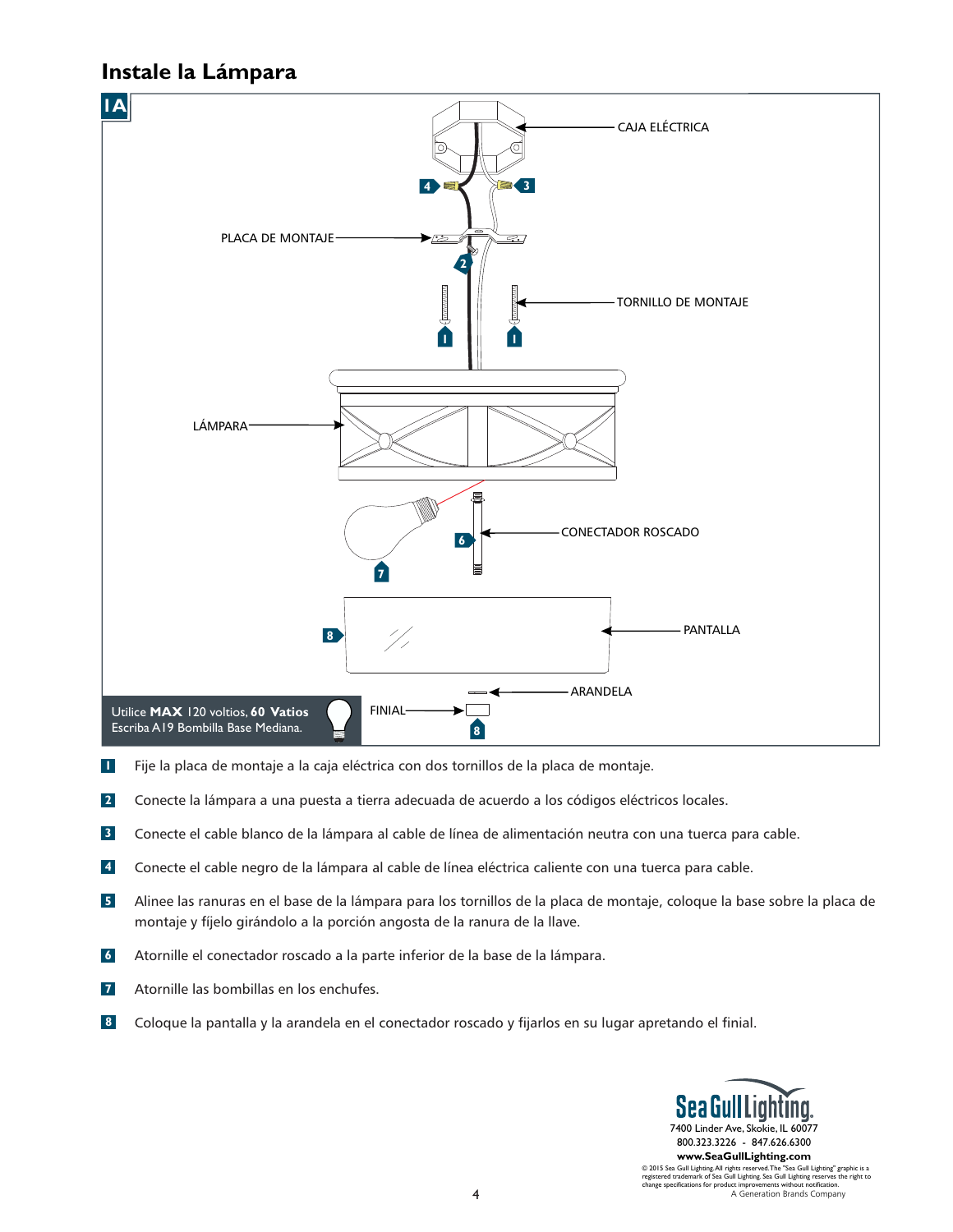# Instale la Lámpara

1A

CAJA ELÉCTRICA

PLACA DE MONTAJE

TORNILLO DE MONTAJE

LÁMPARA

CONECTADOR ROSCADO

PANTALLA

ARANDELA

FINIAL

Utilice **MAX** 120 voltios, **60 Vatios**
Escriba A19 Bombilla Base Mediana.

1. Fije la placa de montaje a la caja eléctrica con dos tornillos de la placa de montaje.
2. Conecte la lámpara a una puesta a tierra adecuada de acuerdo a los códigos eléctricos locales.
3. Conecte el cable blanco de la lámpara al cable de línea de alimentación neutra con una tuerca para cable.
4. Conecte el cable negro de la lámpara al cable de línea eléctrica caliente con una tuerca para cable.
5. Alinee las ranuras en el base de la lámpara para los tornillos de la placa de montaje, coloque la base sobre la placa de montaje y fíjelo girándolo a la porción angosta de la ranura de la llave.
6. Atornille el conectador roscado a la parte inferior de la base de la lámpara.
7. Atornille las bombillas en los enchufes.
8. Coloque la pantalla y la arandela en el conectador roscado y fijarlos en su lugar apretando el finial.

Sea Gull Lighting
7400 Linder Ave, Skokie, IL 60077
800.323.3226 - 847.626.6300
**www.SeaGullLighting.com**
© 2015 Sea Gull Lighting. All rights reserved. The "Sea Gull Lighting" graphic is a registered trademark of Sea Gull Lighting. Sea Gull Lighting reserves the right to change specifications for product improvements without notification.
A Generation Brands Company